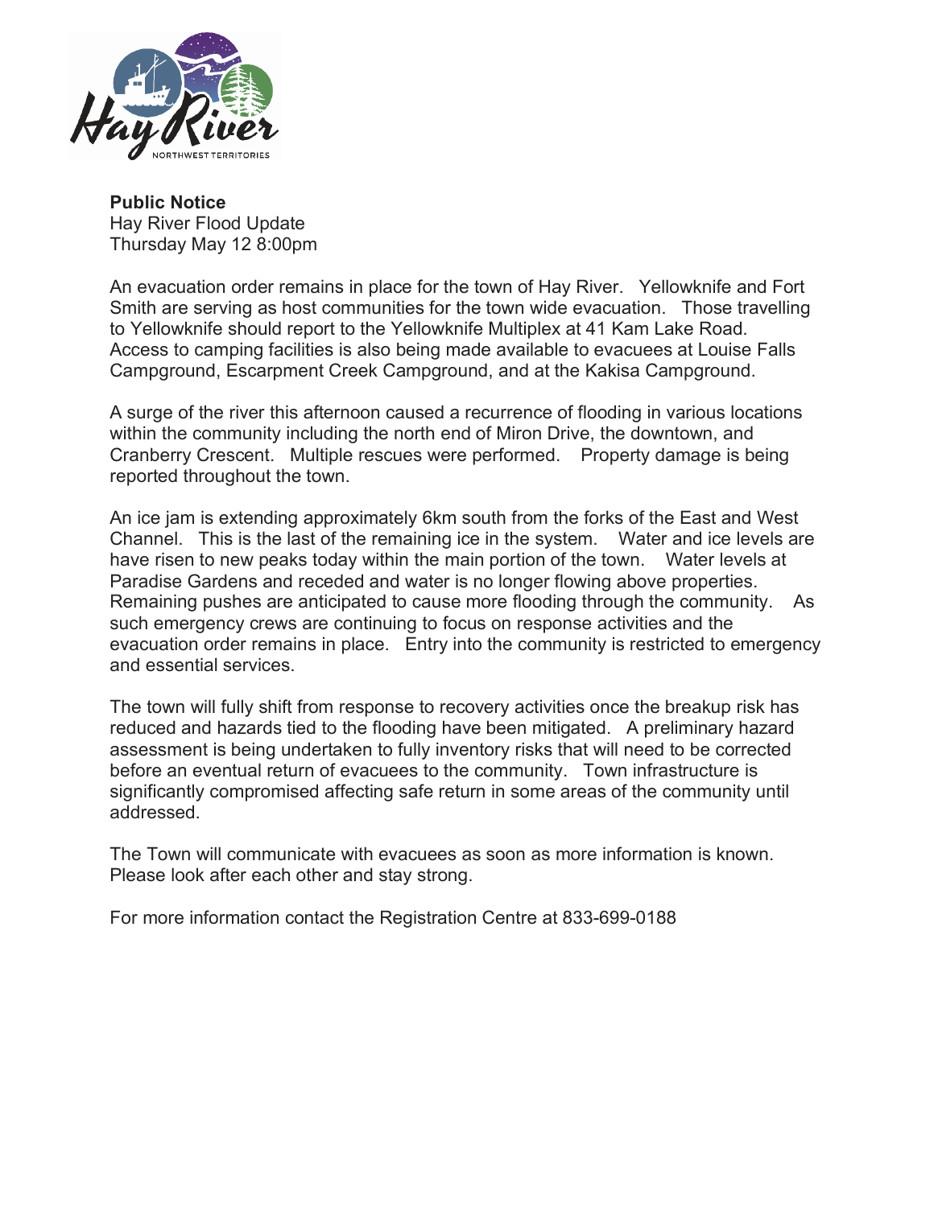**Public Notice**
Hay River Flood Update
Thursday May 12 8:00pm

An evacuation order remains in place for the town of Hay River. Yellowknife and Fort Smith are serving as host communities for the town wide evacuation. Those travelling to Yellowknife should report to the Yellowknife Multiplex at 41 Kam Lake Road. Access to camping facilities is also being made available to evacuees at Louise Falls Campground, Escarpment Creek Campground, and at the Kakisa Campground.

A surge of the river this afternoon caused a recurrence of flooding in various locations within the community including the north end of Miron Drive, the downtown, and Cranberry Crescent. Multiple rescues were performed. Property damage is being reported throughout the town.

An ice jam is extending approximately 6km south from the forks of the East and West Channel. This is the last of the remaining ice in the system. Water and ice levels are have risen to new peaks today within the main portion of the town. Water levels at Paradise Gardens and receded and water is no longer flowing above properties. Remaining pushes are anticipated to cause more flooding through the community. As such emergency crews are continuing to focus on response activities and the evacuation order remains in place. Entry into the community is restricted to emergency and essential services.

The town will fully shift from response to recovery activities once the breakup risk has reduced and hazards tied to the flooding have been mitigated. A preliminary hazard assessment is being undertaken to fully inventory risks that will need to be corrected before an eventual return of evacuees to the community. Town infrastructure is significantly compromised affecting safe return in some areas of the community until addressed.

The Town will communicate with evacuees as soon as more information is known. Please look after each other and stay strong.

For more information contact the Registration Centre at 833-699-0188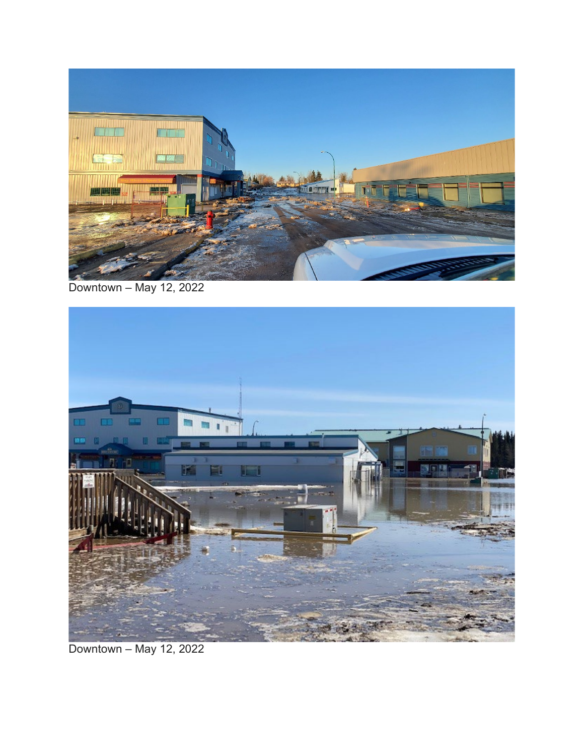Downtown – May 12, 2022

Downtown – May 12, 2022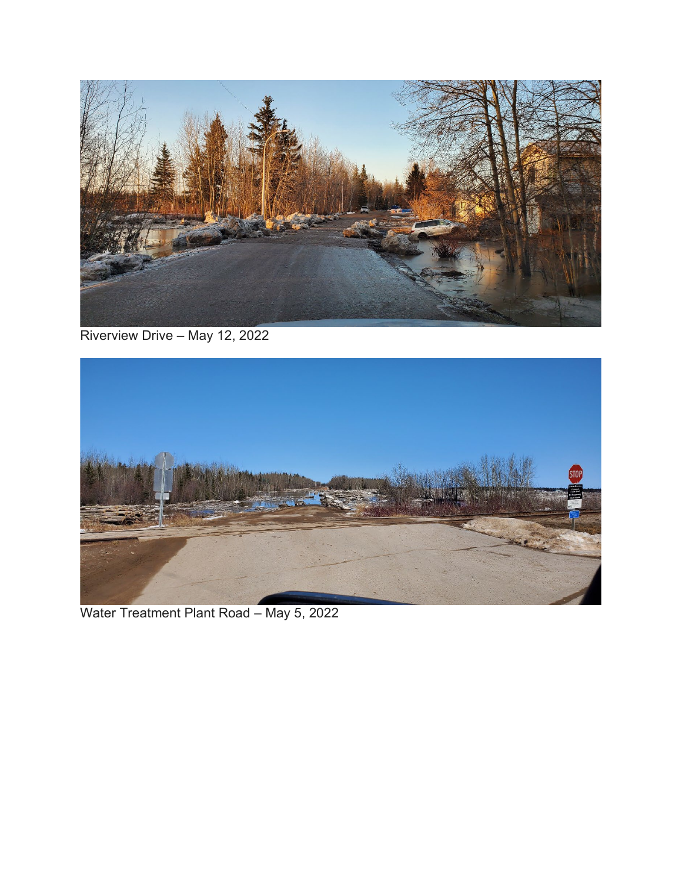Riverview Drive – May 12, 2022

Water Treatment Plant Road – May 5, 2022